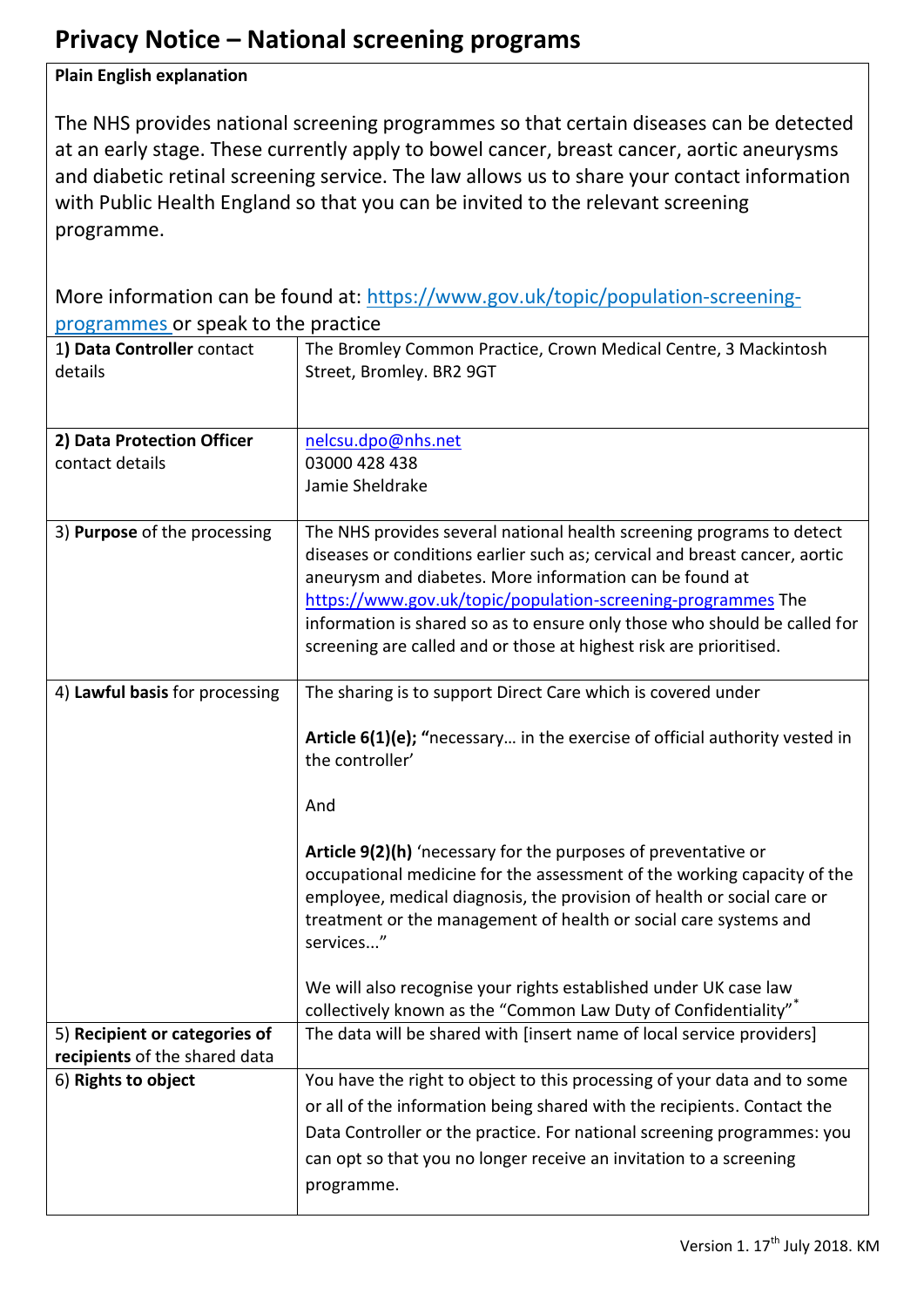# Privacy Notice – National screening programs

**Plain English explanation**

The NHS provides national screening programmes so that certain diseases can be detected at an early stage. These currently apply to bowel cancer, breast cancer, aortic aneurysms and diabetic retinal screening service. The law allows us to share your contact information with Public Health England so that you can be invited to the relevant screening programme.

More information can be found at: https://www.gov.uk/topic/population-screening-programmes or speak to the practice

| | |
|---|---|
| 1) **Data Controller** contact details | The Bromley Common Practice, Crown Medical Centre, 3 Mackintosh Street, Bromley. BR2 9GT |
| 2) **Data Protection Officer** contact details | nelcsu.dpo@nhs.net<br>03000 428 438<br>Jamie Sheldrake |
| 3) **Purpose** of the processing | The NHS provides several national health screening programs to detect diseases or conditions earlier such as; cervical and breast cancer, aortic aneurysm and diabetes. More information can be found at https://www.gov.uk/topic/population-screening-programmes The information is shared so as to ensure only those who should be called for screening are called and or those at highest risk are prioritised. |
| 4) **Lawful basis** for processing | The sharing is to support Direct Care which is covered under<br><br>**Article 6(1)(e); "**necessary… in the exercise of official authority vested in the controller'<br><br>And<br><br>**Article 9(2)(h)** 'necessary for the purposes of preventative or occupational medicine for the assessment of the working capacity of the employee, medical diagnosis, the provision of health or social care or treatment or the management of health or social care systems and services..."<br><br>We will also recognise your rights established under UK case law collectively known as the "Common Law Duty of Confidentiality"* |
| 5) **Recipient or categories of recipients** of the shared data | The data will be shared with [insert name of local service providers] |
| 6) **Rights to object** | You have the right to object to this processing of your data and to some or all of the information being shared with the recipients. Contact the Data Controller or the practice. For national screening programmes: you can opt so that you no longer receive an invitation to a screening programme. |

Version 1. 17th July 2018. KM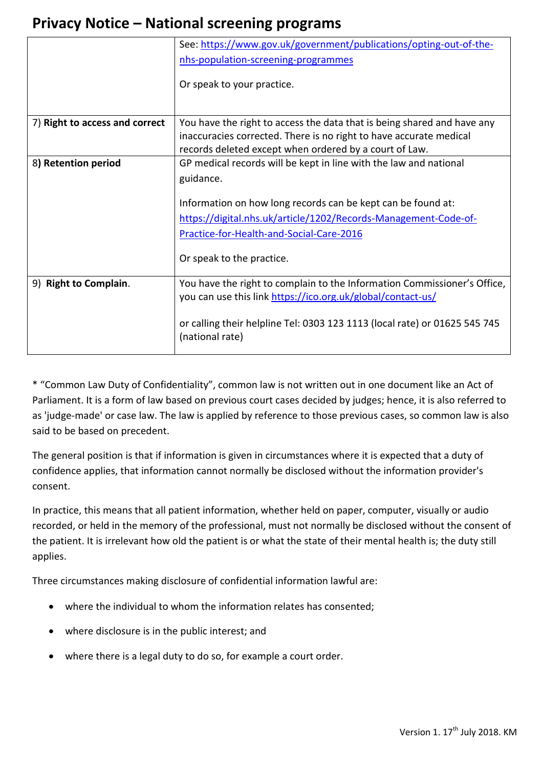# Privacy Notice – National screening programs

| | |
|---|---|
| | See: [https://www.gov.uk/government/publications/opting-out-of-the-nhs-population-screening-programmes](https://www.gov.uk/government/publications/opting-out-of-the-nhs-population-screening-programmes)<br><br>Or speak to your practice. |
| 7) **Right to access and correct** | You have the right to access the data that is being shared and have any inaccuracies corrected. There is no right to have accurate medical records deleted except when ordered by a court of Law. |
| 8) **Retention period** | GP medical records will be kept in line with the law and national guidance.<br><br>Information on how long records can be kept can be found at: [https://digital.nhs.uk/article/1202/Records-Management-Code-of-Practice-for-Health-and-Social-Care-2016](https://digital.nhs.uk/article/1202/Records-Management-Code-of-Practice-for-Health-and-Social-Care-2016)<br><br>Or speak to the practice. |
| 9) **Right to Complain**. | You have the right to complain to the Information Commissioner's Office, you can use this link [https://ico.org.uk/global/contact-us/](https://ico.org.uk/global/contact-us/)<br><br>or calling their helpline Tel: 0303 123 1113 (local rate) or 01625 545 745 (national rate) |

* "Common Law Duty of Confidentiality", common law is not written out in one document like an Act of Parliament. It is a form of law based on previous court cases decided by judges; hence, it is also referred to as 'judge-made' or case law. The law is applied by reference to those previous cases, so common law is also said to be based on precedent.

The general position is that if information is given in circumstances where it is expected that a duty of confidence applies, that information cannot normally be disclosed without the information provider's consent.

In practice, this means that all patient information, whether held on paper, computer, visually or audio recorded, or held in the memory of the professional, must not normally be disclosed without the consent of the patient. It is irrelevant how old the patient is or what the state of their mental health is; the duty still applies.

Three circumstances making disclosure of confidential information lawful are:

- where the individual to whom the information relates has consented;
- where disclosure is in the public interest; and
- where there is a legal duty to do so, for example a court order.

Version 1. 17th July 2018. KM